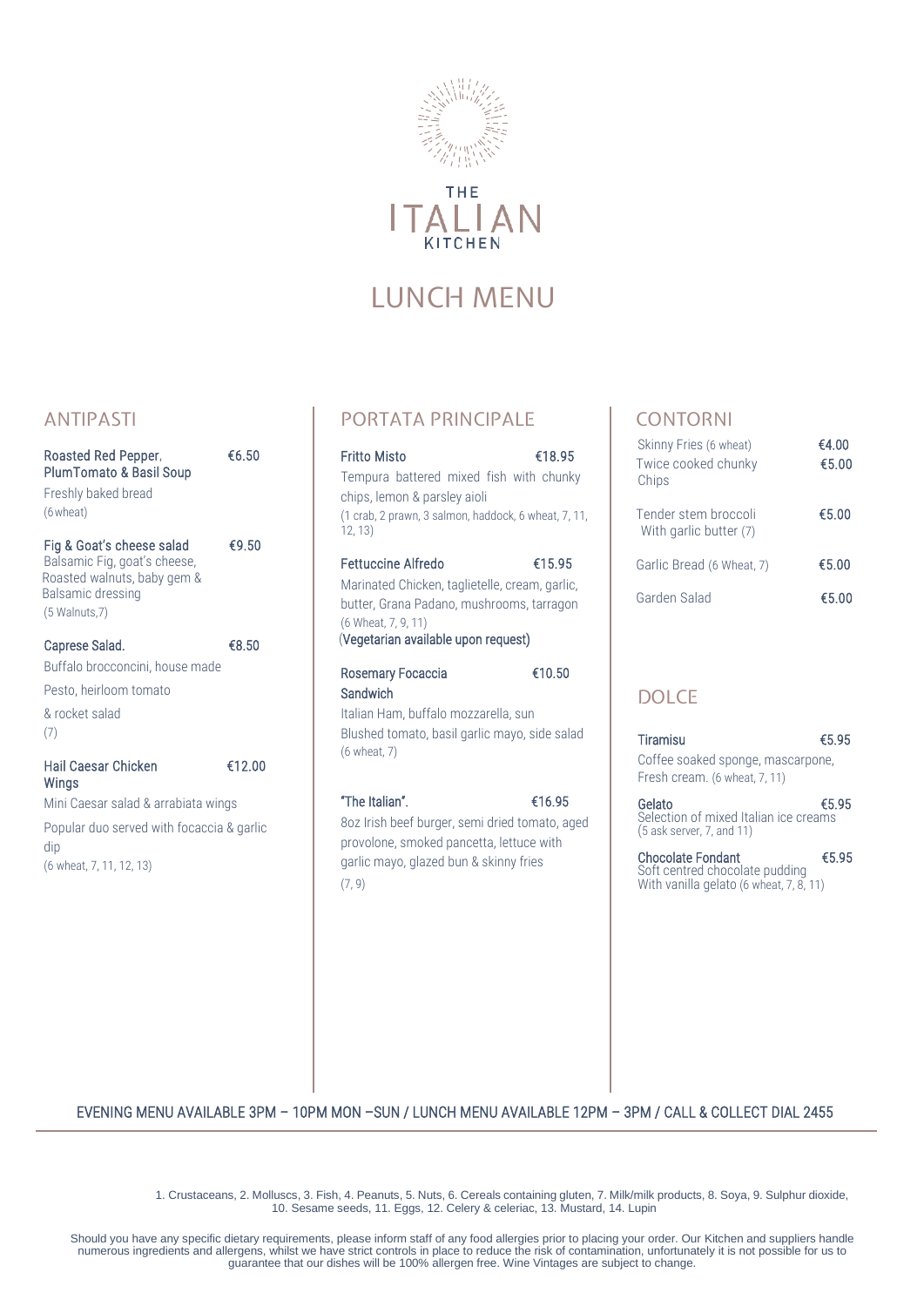THE

# ITALIAN

KITCHEN

# LUNCH MENU

## ANTIPASTI

**Roasted Red Pepper, PlumTomato & Basil Soup** €6.50
Freshly baked bread
(6 wheat)

**Fig & Goat's cheese salad** €9.50
Balsamic Fig, goat's cheese, Roasted walnuts, baby gem & Balsamic dressing
(5 Walnuts,7)

**Caprese Salad.** €8.50
Buffalo brocconcini, house made Pesto, heirloom tomato & rocket salad
(7)

**Hail Caesar Chicken Wings** €12.00
Mini Caesar salad & arrabiata wings
Popular duo served with focaccia & garlic dip
(6 wheat, 7, 11, 12, 13)

## PORTATA PRINCIPALE

**Fritto Misto** €18.95
Tempura battered mixed fish with chunky chips, lemon & parsley aioli
(1 crab, 2 prawn, 3 salmon, haddock, 6 wheat, 7, 11, 12, 13)

**Fettuccine Alfredo** €15.95
Marinated Chicken, taglietelle, cream, garlic, butter, Grana Padano, mushrooms, tarragon
(6 Wheat, 7, 9, 11)
(Vegetarian available upon request)

**Rosemary Focaccia Sandwich** €10.50
Italian Ham, buffalo mozzarella, sun Blushed tomato, basil garlic mayo, side salad
(6 wheat, 7)

**"The Italian".** €16.95
8oz Irish beef burger, semi dried tomato, aged provolone, smoked pancetta, lettuce with garlic mayo, glazed bun & skinny fries
(7, 9)

## CONTORNI

| | |
|---|---|
| Skinny Fries (6 wheat) | €4.00 |
| Twice cooked chunky Chips | €5.00 |
| Tender stem broccoli With garlic butter (7) | €5.00 |
| Garlic Bread (6 Wheat, 7) | €5.00 |
| Garden Salad | €5.00 |

## DOLCE

**Tiramisu** €5.95
Coffee soaked sponge, mascarpone, Fresh cream. (6 wheat, 7, 11)

**Gelato** €5.95
Selection of mixed Italian ice creams
(5 ask server, 7, and 11)

**Chocolate Fondant** €5.95
Soft centred chocolate pudding With vanilla gelato (6 wheat, 7, 8, 11)

EVENING MENU AVAILABLE 3PM – 10PM MON –SUN / LUNCH MENU AVAILABLE 12PM – 3PM / CALL & COLLECT DIAL 2455

1. Crustaceans, 2. Molluscs, 3. Fish, 4. Peanuts, 5. Nuts, 6. Cereals containing gluten, 7. Milk/milk products, 8. Soya, 9. Sulphur dioxide, 10. Sesame seeds, 11. Eggs, 12. Celery & celeriac, 13. Mustard, 14. Lupin

Should you have any specific dietary requirements, please inform staff of any food allergies prior to placing your order. Our Kitchen and suppliers handle numerous ingredients and allergens, whilst we have strict controls in place to reduce the risk of contamination, unfortunately it is not possible for us to guarantee that our dishes will be 100% allergen free. Wine Vintages are subject to change.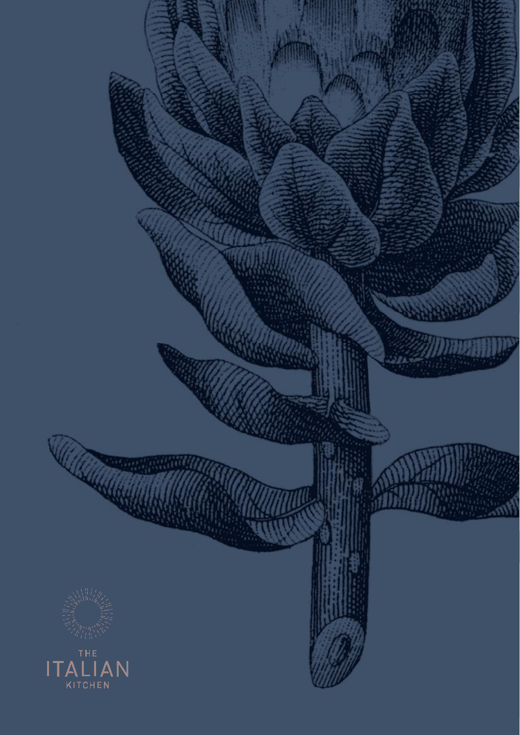THE
ITALIAN
KITCHEN